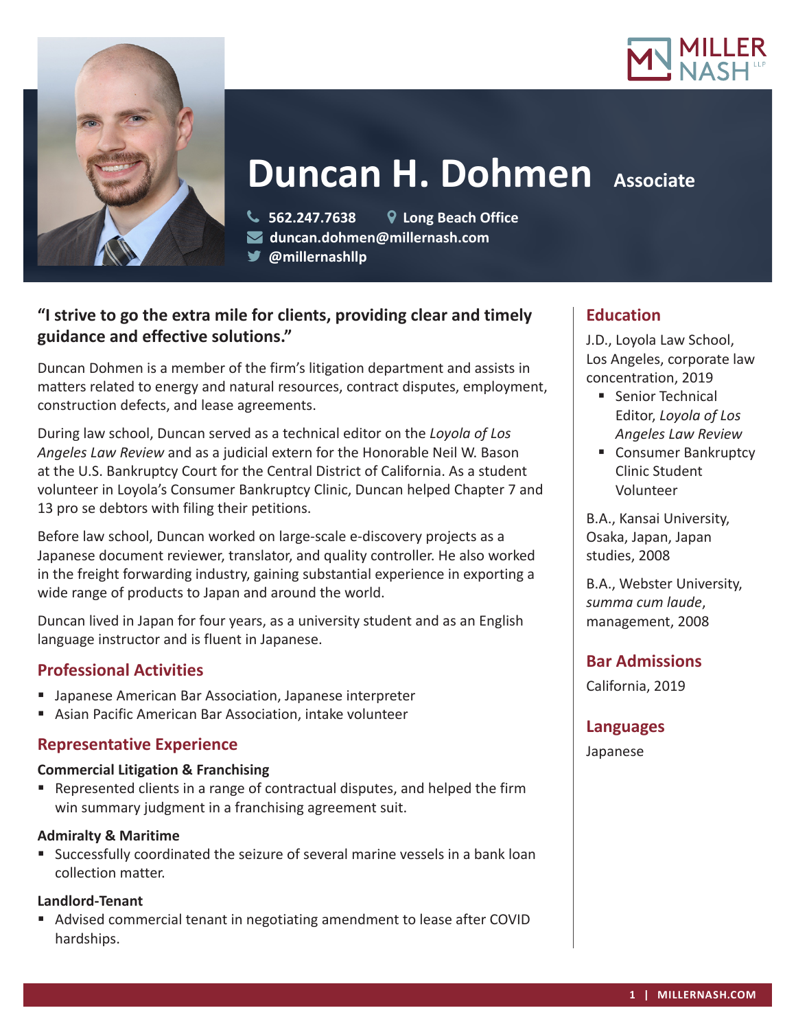# Duncan H. Dohmen Associate

562.247.7638 | Long Beach Office
duncan.dohmen@millernash.com
@millernashllp

**"I strive to go the extra mile for clients, providing clear and timely guidance and effective solutions."**

Duncan Dohmen is a member of the firm's litigation department and assists in matters related to energy and natural resources, contract disputes, employment, construction defects, and lease agreements.

During law school, Duncan served as a technical editor on the *Loyola of Los Angeles Law Review* and as a judicial extern for the Honorable Neil W. Bason at the U.S. Bankruptcy Court for the Central District of California. As a student volunteer in Loyola's Consumer Bankruptcy Clinic, Duncan helped Chapter 7 and 13 pro se debtors with filing their petitions.

Before law school, Duncan worked on large-scale e-discovery projects as a Japanese document reviewer, translator, and quality controller. He also worked in the freight forwarding industry, gaining substantial experience in exporting a wide range of products to Japan and around the world.

Duncan lived in Japan for four years, as a university student and as an English language instructor and is fluent in Japanese.

## Professional Activities

- Japanese American Bar Association, Japanese interpreter
- Asian Pacific American Bar Association, intake volunteer

## Representative Experience

### Commercial Litigation & Franchising

- Represented clients in a range of contractual disputes, and helped the firm win summary judgment in a franchising agreement suit.

### Admiralty & Maritime

- Successfully coordinated the seizure of several marine vessels in a bank loan collection matter.

### Landlord-Tenant

- Advised commercial tenant in negotiating amendment to lease after COVID hardships.

## Education

J.D., Loyola Law School, Los Angeles, corporate law concentration, 2019

- Senior Technical Editor, *Loyola of Los Angeles Law Review*
- Consumer Bankruptcy Clinic Student Volunteer

B.A., Kansai University, Osaka, Japan, Japan studies, 2008

B.A., Webster University, *summa cum laude*, management, 2008

## Bar Admissions

California, 2019

## Languages

Japanese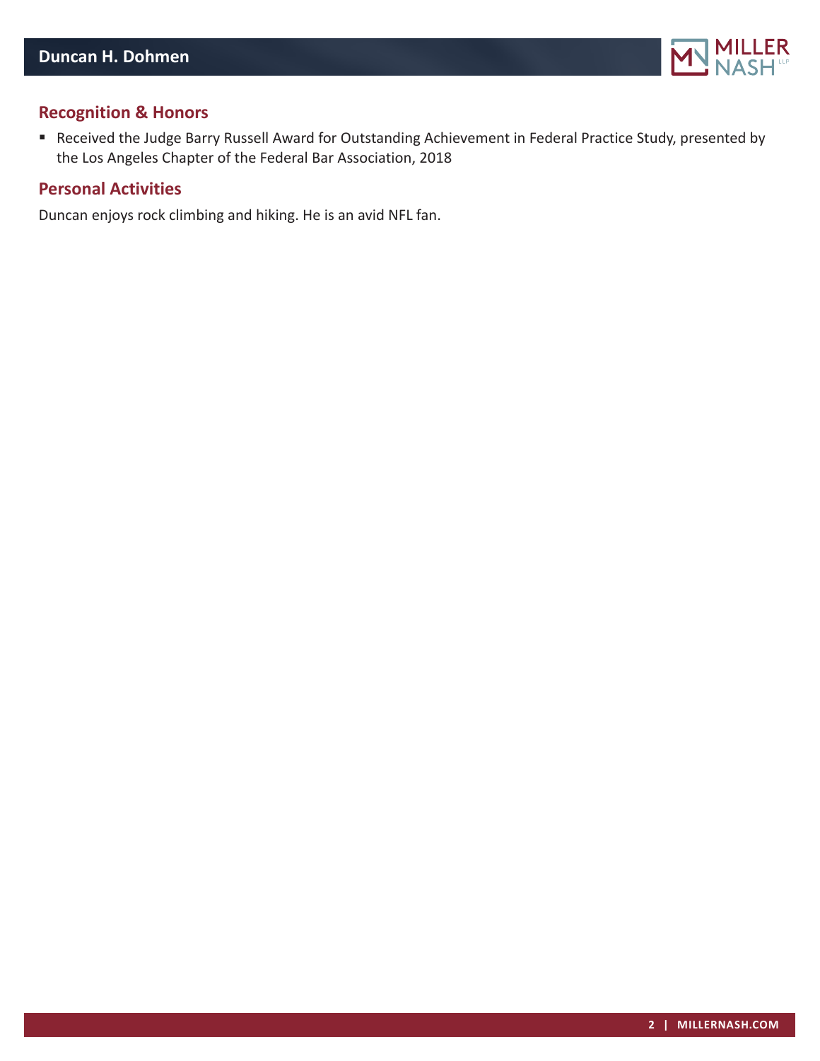## Recognition & Honors

- Received the Judge Barry Russell Award for Outstanding Achievement in Federal Practice Study, presented by the Los Angeles Chapter of the Federal Bar Association, 2018

## Personal Activities

Duncan enjoys rock climbing and hiking. He is an avid NFL fan.